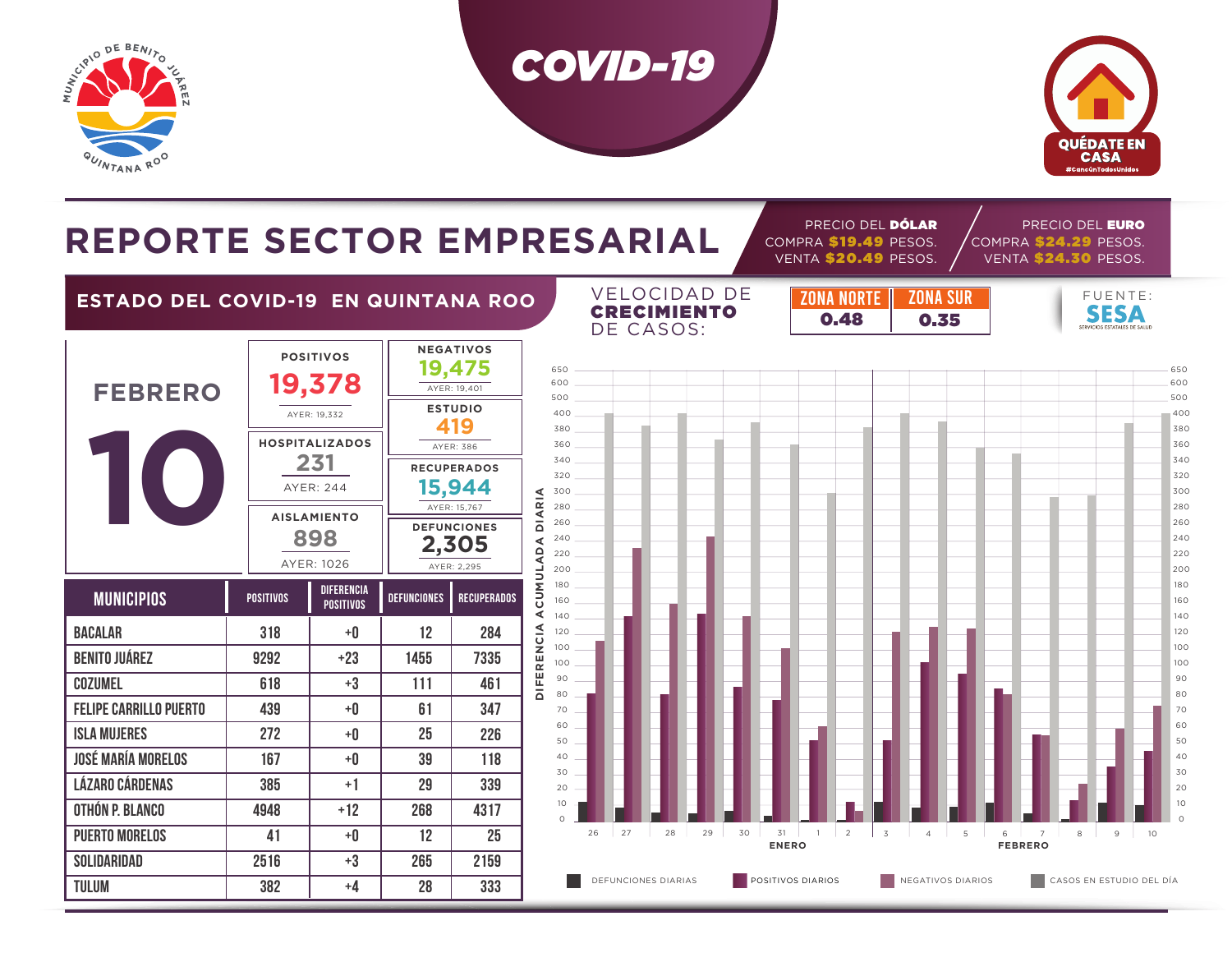# COVID-19

MUNICIPIO DE BENITO JUÁREZ QUINTANA ROO

QUÉDATE EN CASA #CancúnTodosUnidos

## REPORTE SECTOR EMPRESARIAL

PRECIO DEL **DÓLAR**
COMPRA **$19.49** PESOS.
VENTA **$20.49** PESOS.

PRECIO DEL **EURO**
COMPRA **$24.29** PESOS.
VENTA **$24.30** PESOS.

### ESTADO DEL COVID-19 EN QUINTANA ROO

VELOCIDAD DE **CRECIMIENTO** DE CASOS:

| ZONA NORTE | ZONA SUR |
|---|---|
| 0.48 | 0.35 |

FUENTE: SESA SERVICIOS ESTATALES DE SALUD

**FEBRERO 10**

| | |
|---|---|
| **POSITIVOS** 19,378 (AYER: 19,332) | **NEGATIVOS** 19,475 (AYER: 19,401) |
| **HOSPITALIZADOS** 231 (AYER: 244) | **ESTUDIO** 419 (AYER: 386) |
| **AISLAMIENTO** 898 (AYER: 1026) | **RECUPERADOS** 15,944 (AYER: 15,767) |
| | **DEFUNCIONES** 2,305 (AYER: 2,295) |

| MUNICIPIOS | POSITIVOS | DIFERENCIA POSITIVOS | DEFUNCIONES | RECUPERADOS |
|---|---|---|---|---|
| BACALAR | 318 | +0 | 12 | 284 |
| BENITO JUÁREZ | 9292 | +23 | 1455 | 7335 |
| COZUMEL | 618 | +3 | 111 | 461 |
| FELIPE CARRILLO PUERTO | 439 | +0 | 61 | 347 |
| ISLA MUJERES | 272 | +0 | 25 | 226 |
| JOSÉ MARÍA MORELOS | 167 | +0 | 39 | 118 |
| LÁZARO CÁRDENAS | 385 | +1 | 29 | 339 |
| OTHÓN P. BLANCO | 4948 | +12 | 268 | 4317 |
| PUERTO MORELOS | 41 | +0 | 12 | 25 |
| SOLIDARIDAD | 2516 | +3 | 265 | 2159 |
| TULUM | 382 | +4 | 28 | 333 |

DIFERENCIA ACUMULADA DIARIA (ENERO 26 – FEBRERO 10)

DEFUNCIONES DIARIAS · POSITIVOS DIARIOS · NEGATIVOS DIARIOS · CASOS EN ESTUDIO DEL DÍA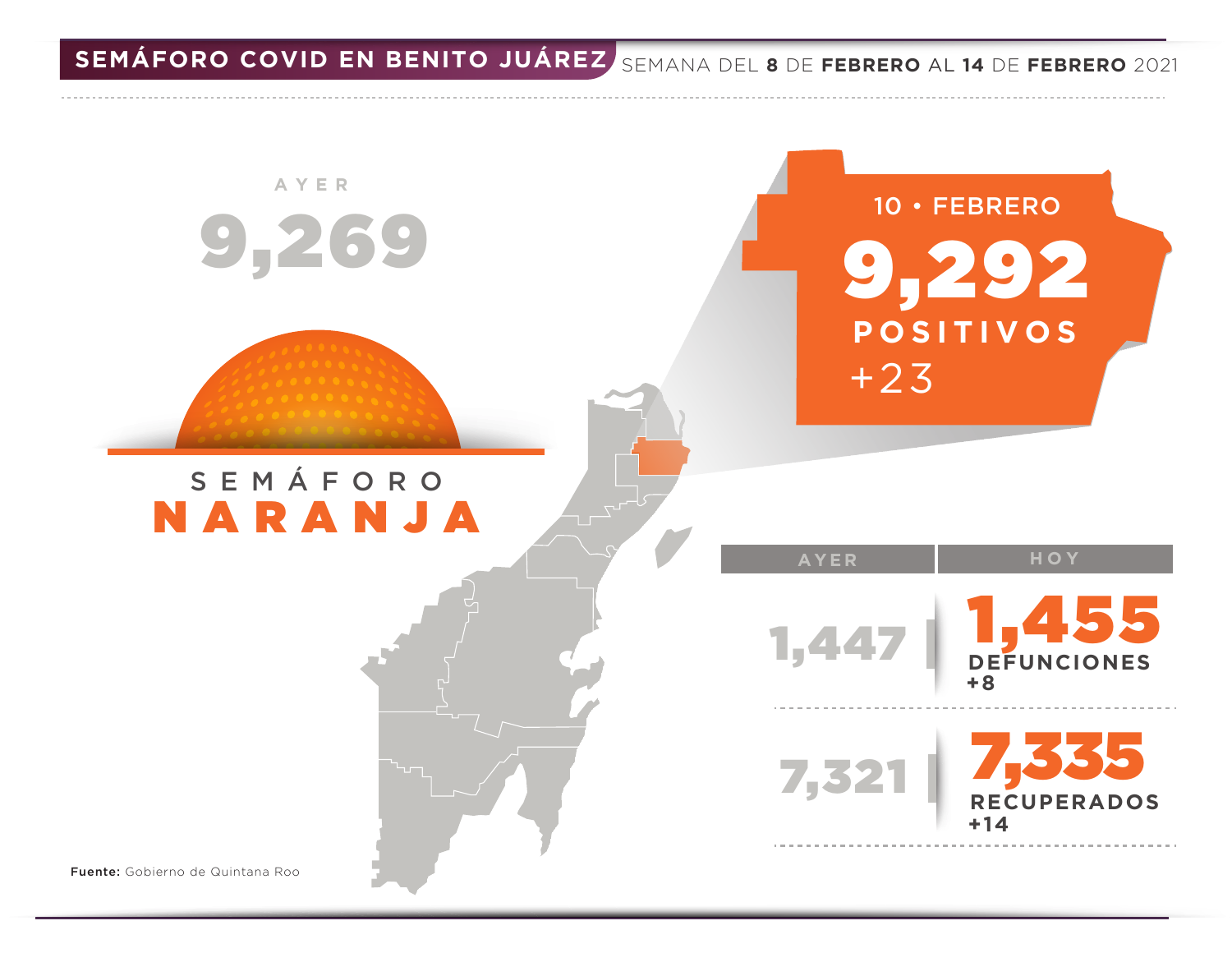# SEMÁFORO COVID EN BENITO JUÁREZ

SEMANA DEL **8** DE **FEBRERO** AL **14** DE **FEBRERO** 2021

AYER

9,269

SEMÁFORO **NARANJA**

10 • FEBRERO

**9,292**

**POSITIVOS**

+23

| AYER | HOY |
|---|---|
| 1,447 | **1,455** DEFUNCIONES +8 |
| 7,321 | **7,335** RECUPERADOS +14 |

**Fuente:** Gobierno de Quintana Roo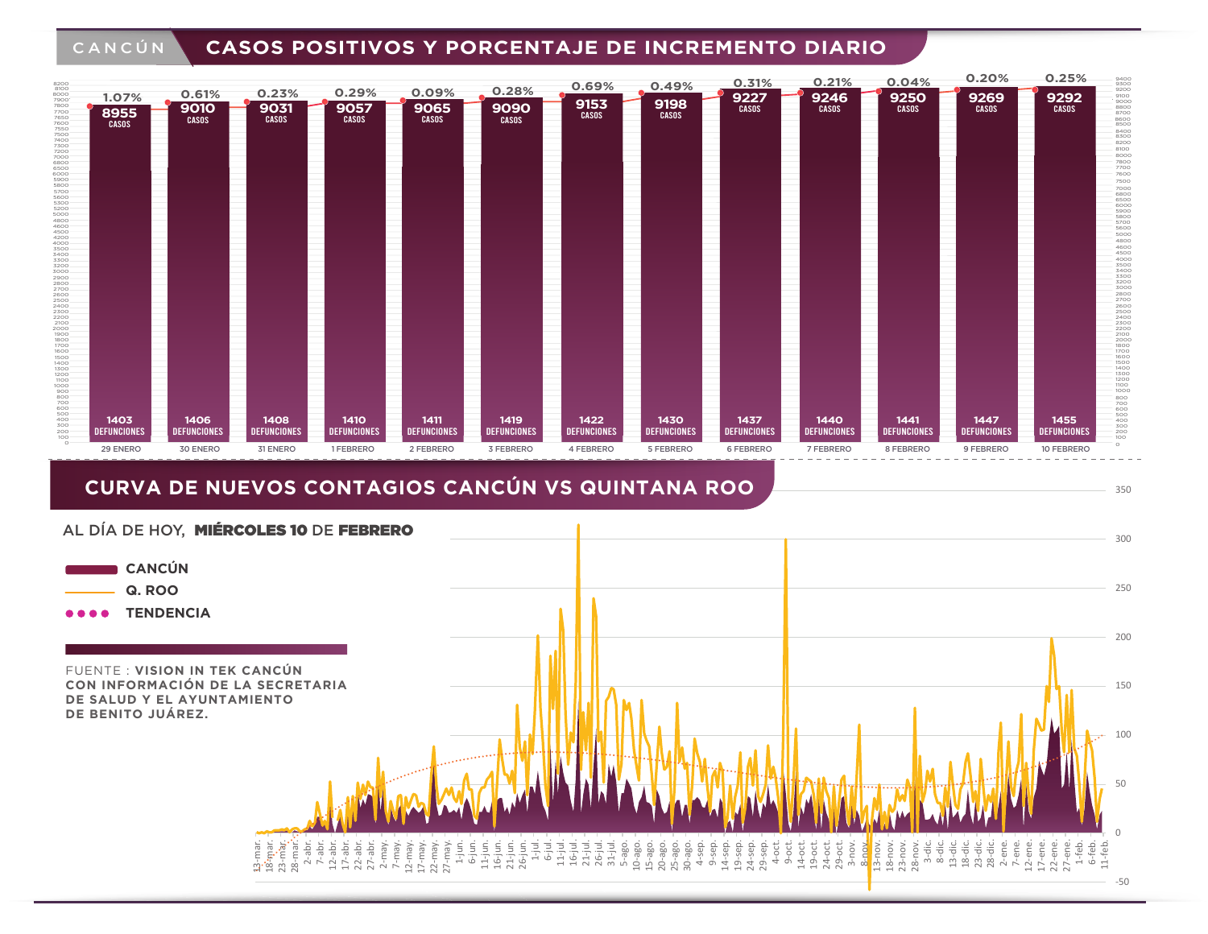## CANCÚN — CASOS POSITIVOS Y PORCENTAJE DE INCREMENTO DIARIO

| Fecha | Casos | % Incremento diario | Defunciones |
|---|---|---|---|
| 29 ENERO | 8955 | 1.07% | 1403 |
| 30 ENERO | 9010 | 0.61% | 1406 |
| 31 ENERO | 9031 | 0.23% | 1408 |
| 1 FEBRERO | 9057 | 0.29% | 1410 |
| 2 FEBRERO | 9065 | 0.09% | 1411 |
| 3 FEBRERO | 9090 | 0.28% | 1419 |
| 4 FEBRERO | 9153 | 0.69% | 1422 |
| 5 FEBRERO | 9198 | 0.49% | 1430 |
| 6 FEBRERO | 9227 | 0.31% | 1437 |
| 7 FEBRERO | 9246 | 0.21% | 1440 |
| 8 FEBRERO | 9250 | 0.04% | 1441 |
| 9 FEBRERO | 9269 | 0.20% | 1447 |
| 10 FEBRERO | 9292 | 0.25% | 1455 |

## CURVA DE NUEVOS CONTAGIOS CANCÚN VS QUINTANA ROO

AL DÍA DE HOY, **MIÉRCOLES 10** DE **FEBRERO**

- CANCÚN
- Q. ROO
- TENDENCIA

FUENTE : **VISION IN TEK CANCÚN CON INFORMACIÓN DE LA SECRETARIA DE SALUD Y EL AYUNTAMIENTO DE BENITO JUÁREZ.**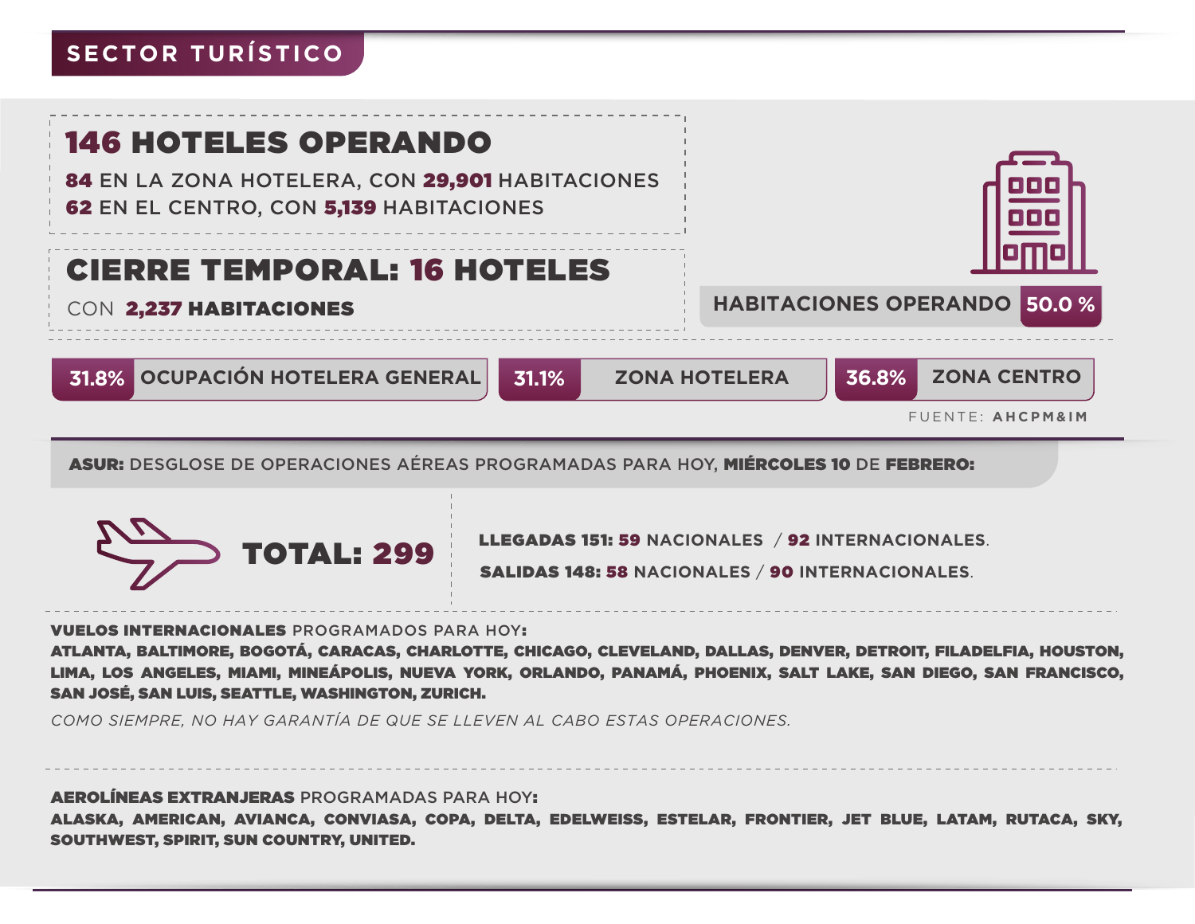## SECTOR TURÍSTICO

### **146** HOTELES OPERANDO

**84** EN LA ZONA HOTELERA, CON **29,901** HABITACIONES
**62** EN EL CENTRO, CON **5,139** HABITACIONES

### CIERRE TEMPORAL: **16** HOTELES

CON **2,237 HABITACIONES**

HABITACIONES OPERANDO **50.0 %**

**31.8%** OCUPACIÓN HOTELERA GENERAL | **31.1%** ZONA HOTELERA | **36.8%** ZONA CENTRO

FUENTE: **AHCPM&IM**

---

**ASUR:** DESGLOSE DE OPERACIONES AÉREAS PROGRAMADAS PARA HOY, **MIÉRCOLES 10** DE **FEBRERO:**

**TOTAL: 299**

**LLEGADAS 151: 59** NACIONALES / **92** INTERNACIONALES.

**SALIDAS 148: 58** NACIONALES / **90** INTERNACIONALES.

**VUELOS INTERNACIONALES** PROGRAMADOS PARA HOY:
**ATLANTA, BALTIMORE, BOGOTÁ, CARACAS, CHARLOTTE, CHICAGO, CLEVELAND, DALLAS, DENVER, DETROIT, FILADELFIA, HOUSTON, LIMA, LOS ANGELES, MIAMI, MINEÁPOLIS, NUEVA YORK, ORLANDO, PANAMÁ, PHOENIX, SALT LAKE, SAN DIEGO, SAN FRANCISCO, SAN JOSÉ, SAN LUIS, SEATTLE, WASHINGTON, ZURICH.**

*COMO SIEMPRE, NO HAY GARANTÍA DE QUE SE LLEVEN AL CABO ESTAS OPERACIONES.*

**AEROLÍNEAS EXTRANJERAS** PROGRAMADAS PARA HOY:
**ALASKA, AMERICAN, AVIANCA, CONVIASA, COPA, DELTA, EDELWEISS, ESTELAR, FRONTIER, JET BLUE, LATAM, RUTACA, SKY, SOUTHWEST, SPIRIT, SUN COUNTRY, UNITED.**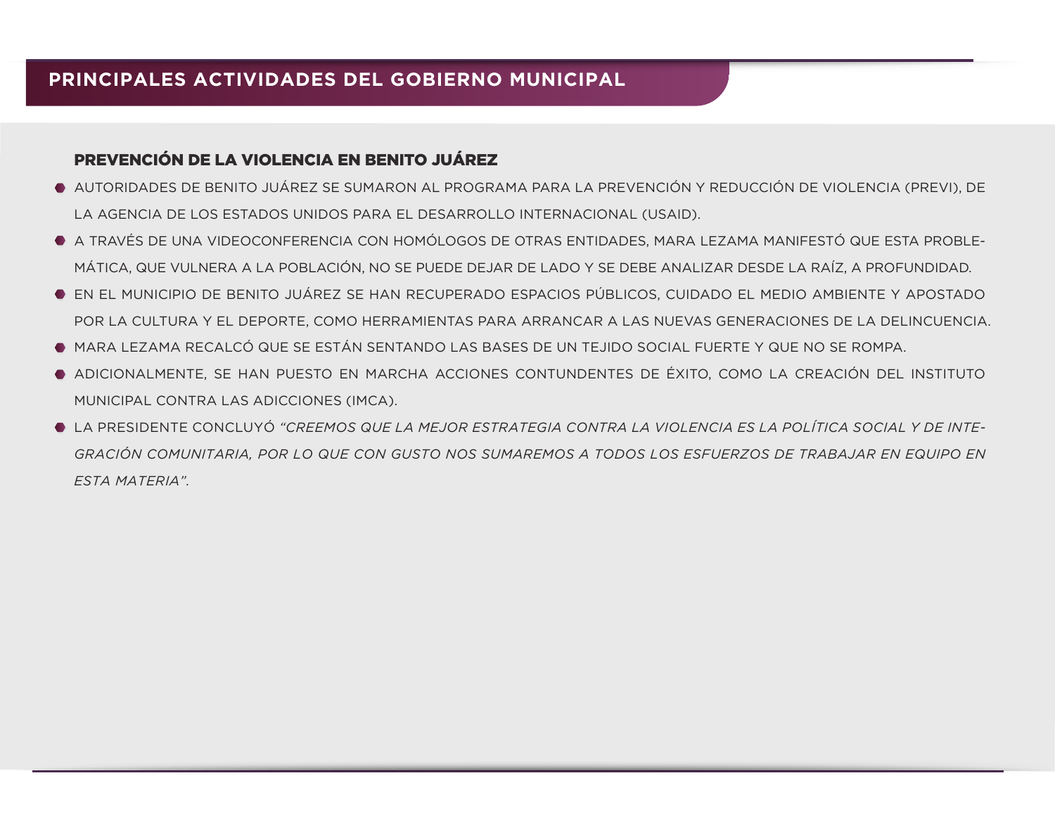# PRINCIPALES ACTIVIDADES DEL GOBIERNO MUNICIPAL

## PREVENCIÓN DE LA VIOLENCIA EN BENITO JUÁREZ

- AUTORIDADES DE BENITO JUÁREZ SE SUMARON AL PROGRAMA PARA LA PREVENCIÓN Y REDUCCIÓN DE VIOLENCIA (PREVI), DE LA AGENCIA DE LOS ESTADOS UNIDOS PARA EL DESARROLLO INTERNACIONAL (USAID).
- A TRAVÉS DE UNA VIDEOCONFERENCIA CON HOMÓLOGOS DE OTRAS ENTIDADES, MARA LEZAMA MANIFESTÓ QUE ESTA PROBLEMÁTICA, QUE VULNERA A LA POBLACIÓN, NO SE PUEDE DEJAR DE LADO Y SE DEBE ANALIZAR DESDE LA RAÍZ, A PROFUNDIDAD.
- EN EL MUNICIPIO DE BENITO JUÁREZ SE HAN RECUPERADO ESPACIOS PÚBLICOS, CUIDADO EL MEDIO AMBIENTE Y APOSTADO POR LA CULTURA Y EL DEPORTE, COMO HERRAMIENTAS PARA ARRANCAR A LAS NUEVAS GENERACIONES DE LA DELINCUENCIA.
- MARA LEZAMA RECALCÓ QUE SE ESTÁN SENTANDO LAS BASES DE UN TEJIDO SOCIAL FUERTE Y QUE NO SE ROMPA.
- ADICIONALMENTE, SE HAN PUESTO EN MARCHA ACCIONES CONTUNDENTES DE ÉXITO, COMO LA CREACIÓN DEL INSTITUTO MUNICIPAL CONTRA LAS ADICCIONES (IMCA).
- LA PRESIDENTE CONCLUYÓ *"CREEMOS QUE LA MEJOR ESTRATEGIA CONTRA LA VIOLENCIA ES LA POLÍTICA SOCIAL Y DE INTEGRACIÓN COMUNITARIA, POR LO QUE CON GUSTO NOS SUMAREMOS A TODOS LOS ESFUERZOS DE TRABAJAR EN EQUIPO EN ESTA MATERIA".*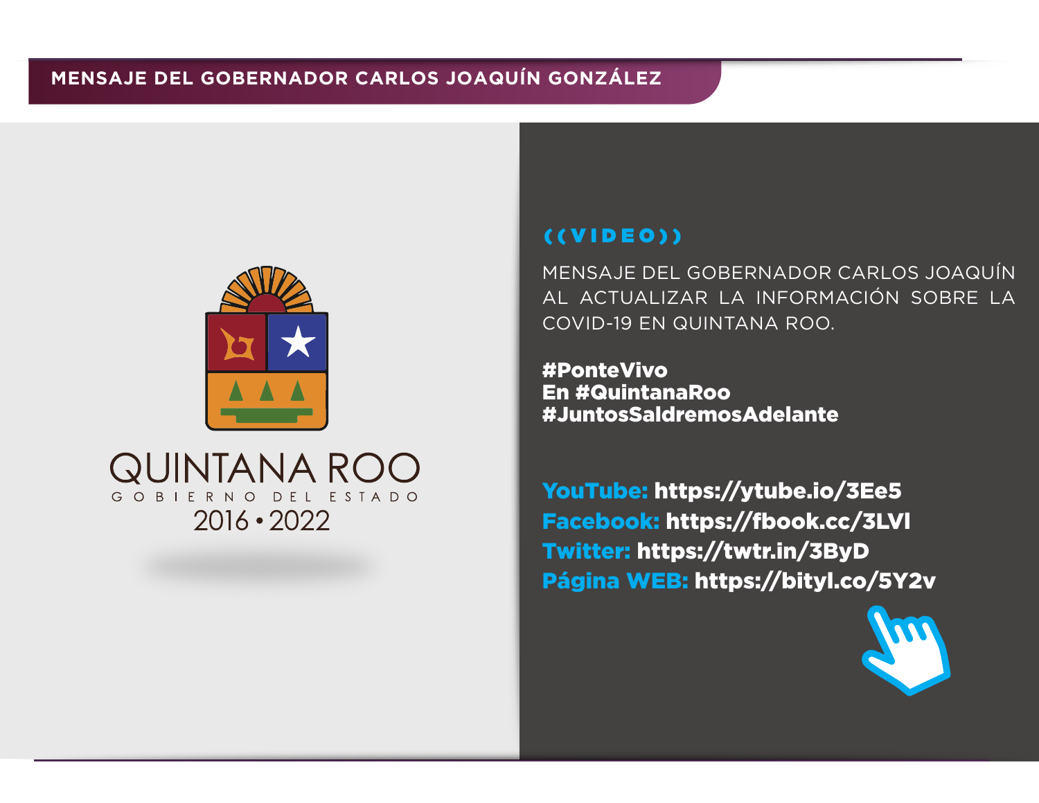## MENSAJE DEL GOBERNADOR CARLOS JOAQUÍN GONZÁLEZ

QUINTANA ROO
GOBIERNO DEL ESTADO
2016 • 2022

((VIDEO))

MENSAJE DEL GOBERNADOR CARLOS JOAQUÍN AL ACTUALIZAR LA INFORMACIÓN SOBRE LA COVID-19 EN QUINTANA ROO.

**#PonteVivo**
**En #QuintanaRoo**
**#JuntosSaldremosAdelante**

**YouTube:** https://ytube.io/3Ee5
**Facebook:** https://fbook.cc/3LVl
**Twitter:** https://twtr.in/3ByD
**Página WEB:** https://bityl.co/5Y2v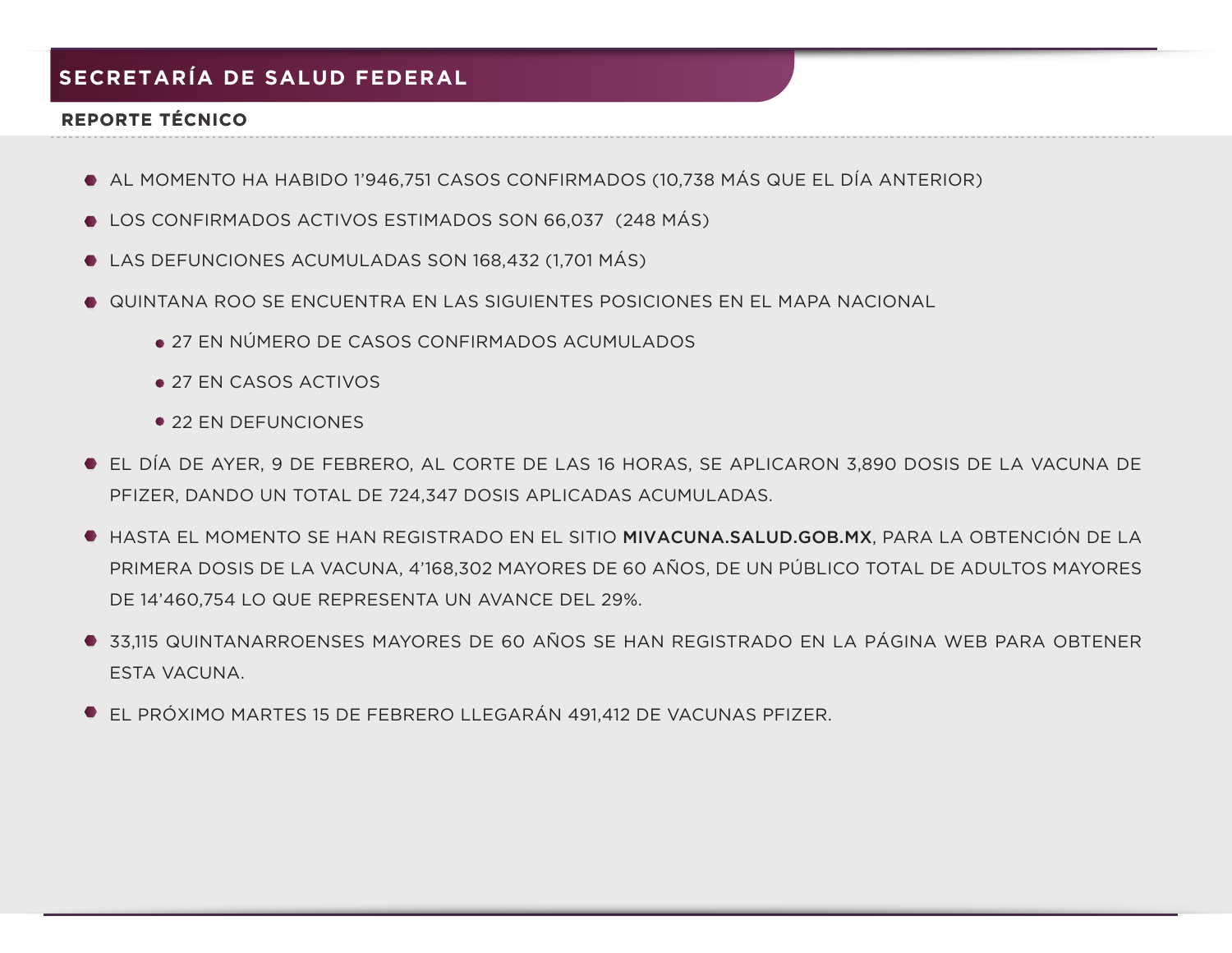## SECRETARÍA DE SALUD FEDERAL

**REPORTE TÉCNICO**

- AL MOMENTO HA HABIDO 1’946,751 CASOS CONFIRMADOS (10,738 MÁS QUE EL DÍA ANTERIOR)
- LOS CONFIRMADOS ACTIVOS ESTIMADOS SON 66,037 (248 MÁS)
- LAS DEFUNCIONES ACUMULADAS SON 168,432 (1,701 MÁS)
- QUINTANA ROO SE ENCUENTRA EN LAS SIGUIENTES POSICIONES EN EL MAPA NACIONAL
  - 27 EN NÚMERO DE CASOS CONFIRMADOS ACUMULADOS
  - 27 EN CASOS ACTIVOS
  - 22 EN DEFUNCIONES
- EL DÍA DE AYER, 9 DE FEBRERO, AL CORTE DE LAS 16 HORAS, SE APLICARON 3,890 DOSIS DE LA VACUNA DE PFIZER, DANDO UN TOTAL DE 724,347 DOSIS APLICADAS ACUMULADAS.
- HASTA EL MOMENTO SE HAN REGISTRADO EN EL SITIO **MIVACUNA.SALUD.GOB.MX**, PARA LA OBTENCIÓN DE LA PRIMERA DOSIS DE LA VACUNA, 4’168,302 MAYORES DE 60 AÑOS, DE UN PÚBLICO TOTAL DE ADULTOS MAYORES DE 14’460,754 LO QUE REPRESENTA UN AVANCE DEL 29%.
- 33,115 QUINTANARROENSES MAYORES DE 60 AÑOS SE HAN REGISTRADO EN LA PÁGINA WEB PARA OBTENER ESTA VACUNA.
- EL PRÓXIMO MARTES 15 DE FEBRERO LLEGARÁN 491,412 DE VACUNAS PFIZER.